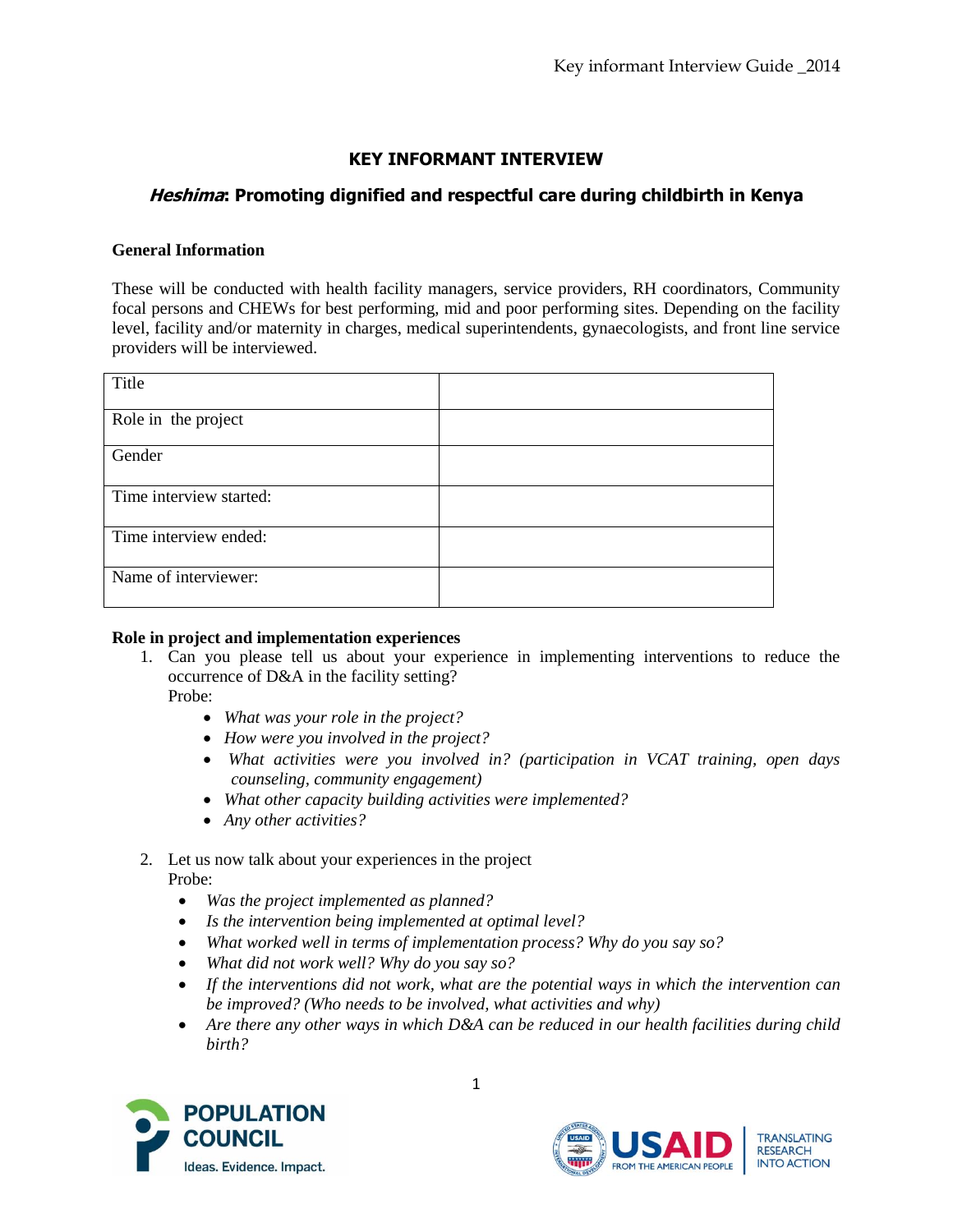# KEY INFORMANT INTERVIEW

## *Heshima*: Promoting dignified and respectful care during childbirth in Kenya

**General Information**

These will be conducted with health facility managers, service providers, RH coordinators, Community focal persons and CHEWs for best performing, mid and poor performing sites. Depending on the facility level, facility and/or maternity in charges, medical superintendents, gynaecologists, and front line service providers will be interviewed.

| Title | |
|---|---|
| Role in the project | |
| Gender | |
| Time interview started: | |
| Time interview ended: | |
| Name of interviewer: | |

**Role in project and implementation experiences**

1. Can you please tell us about your experience in implementing interventions to reduce the occurrence of D&A in the facility setting?
   Probe:
   - *What was your role in the project?*
   - *How were you involved in the project?*
   - *What activities were you involved in? (participation in VCAT training, open days counseling, community engagement)*
   - *What other capacity building activities were implemented?*
   - *Any other activities?*

2. Let us now talk about your experiences in the project
   Probe:
   - *Was the project implemented as planned?*
   - *Is the intervention being implemented at optimal level?*
   - *What worked well in terms of implementation process? Why do you say so?*
   - *What did not work well? Why do you say so?*
   - *If the interventions did not work, what are the potential ways in which the intervention can be improved? (Who needs to be involved, what activities and why)*
   - *Are there any other ways in which D&A can be reduced in our health facilities during child birth?*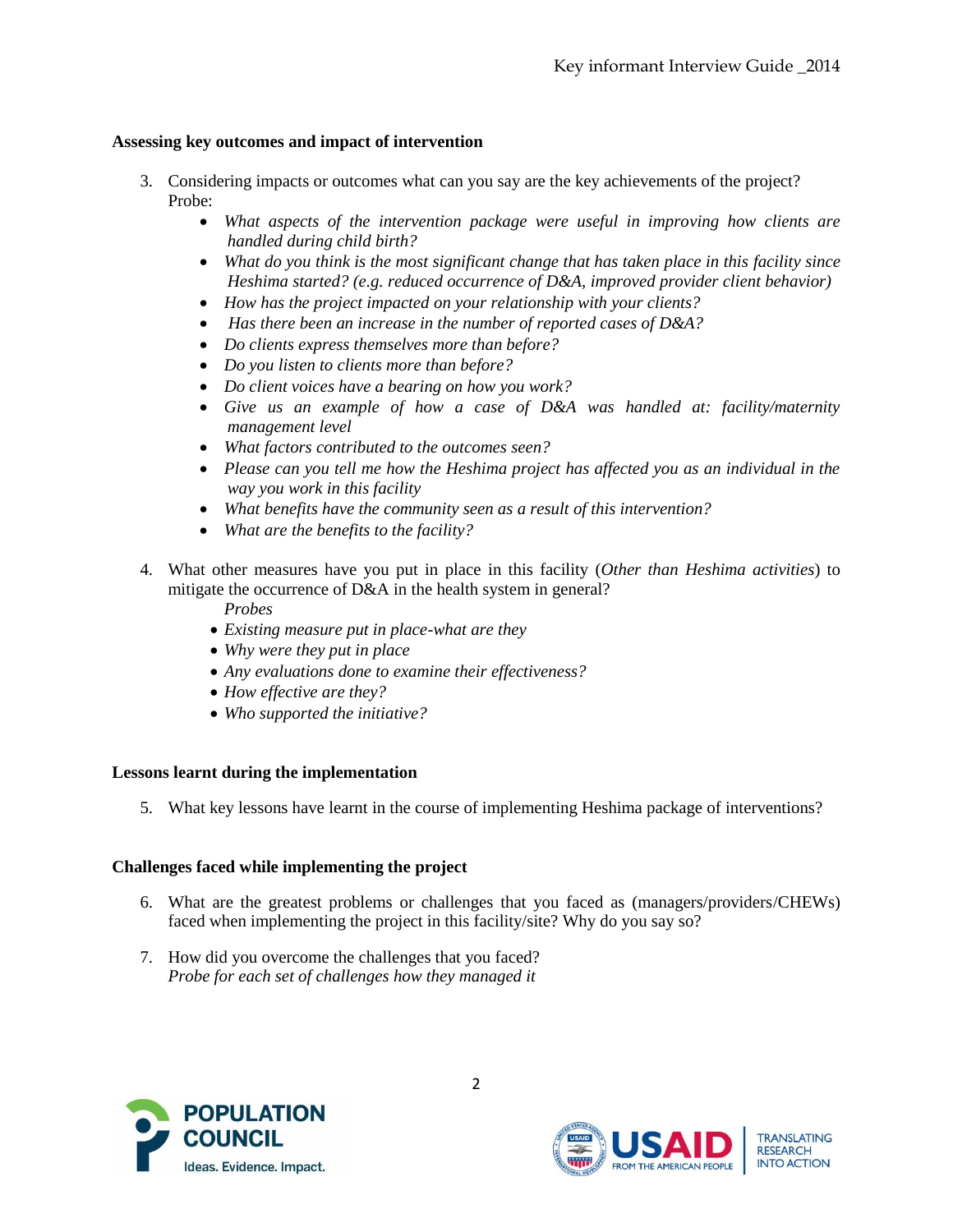**Assessing key outcomes and impact of intervention**

3. Considering impacts or outcomes what can you say are the key achievements of the project? Probe:
   - *What aspects of the intervention package were useful in improving how clients are handled during child birth?*
   - *What do you think is the most significant change that has taken place in this facility since Heshima started? (e.g. reduced occurrence of D&A, improved provider client behavior)*
   - *How has the project impacted on your relationship with your clients?*
   - *Has there been an increase in the number of reported cases of D&A?*
   - *Do clients express themselves more than before?*
   - *Do you listen to clients more than before?*
   - *Do client voices have a bearing on how you work?*
   - *Give us an example of how a case of D&A was handled at: facility/maternity management level*
   - *What factors contributed to the outcomes seen?*
   - *Please can you tell me how the Heshima project has affected you as an individual in the way you work in this facility*
   - *What benefits have the community seen as a result of this intervention?*
   - *What are the benefits to the facility?*

4. What other measures have you put in place in this facility (*Other than Heshima activities*) to mitigate the occurrence of D&A in the health system in general?

   *Probes*
   - *Existing measure put in place-what are they*
   - *Why were they put in place*
   - *Any evaluations done to examine their effectiveness?*
   - *How effective are they?*
   - *Who supported the initiative?*

**Lessons learnt during the implementation**

5. What key lessons have learnt in the course of implementing Heshima package of interventions?

**Challenges faced while implementing the project**

6. What are the greatest problems or challenges that you faced as (managers/providers/CHEWs) faced when implementing the project in this facility/site? Why do you say so?

7. How did you overcome the challenges that you faced?
   *Probe for each set of challenges how they managed it*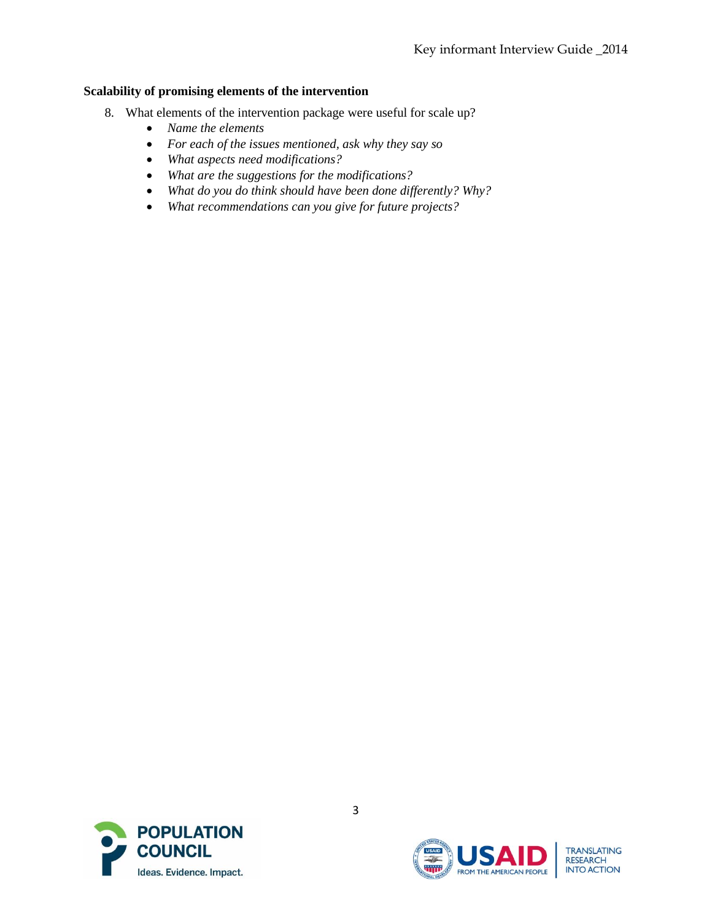**Scalability of promising elements of the intervention**

8. What elements of the intervention package were useful for scale up?
    - *Name the elements*
    - *For each of the issues mentioned, ask why they say so*
    - *What aspects need modifications?*
    - *What are the suggestions for the modifications?*
    - *What do you do think should have been done differently? Why?*
    - *What recommendations can you give for future projects?*